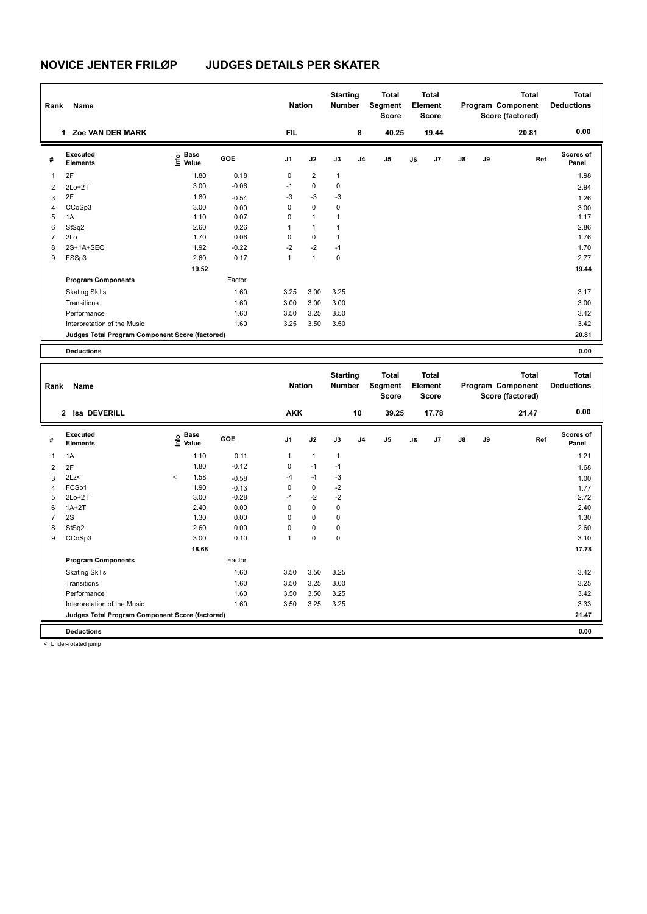# NOVICE JENTER FRILØP JUDGES DETAILS PER SKATER

| Rank | Name | Nation | Starting Number | Total Segment Score | Total Element Score | Total Program Component Score (factored) | Total Deductions |
|---|---|---|---|---|---|---|---|
| 1 | Zoe VAN DER MARK | FIL | 8 | 40.25 | 19.44 | 20.81 | 0.00 |

| # | Executed Elements | Info | Base Value | GOE | J1 | J2 | J3 | J4 | J5 | J6 | J7 | J8 | J9 | Ref | Scores of Panel |
|---|---|---|---|---|---|---|---|---|---|---|---|---|---|---|---|
| 1 | 2F | | 1.80 | 0.18 | 0 | 2 | 1 | | | | | | | | 1.98 |
| 2 | 2Lo+2T | | 3.00 | -0.06 | -1 | 0 | 0 | | | | | | | | 2.94 |
| 3 | 2F | | 1.80 | -0.54 | -3 | -3 | -3 | | | | | | | | 1.26 |
| 4 | CCoSp3 | | 3.00 | 0.00 | 0 | 0 | 0 | | | | | | | | 3.00 |
| 5 | 1A | | 1.10 | 0.07 | 0 | 1 | 1 | | | | | | | | 1.17 |
| 6 | StSq2 | | 2.60 | 0.26 | 1 | 1 | 1 | | | | | | | | 2.86 |
| 7 | 2Lo | | 1.70 | 0.06 | 0 | 0 | 1 | | | | | | | | 1.76 |
| 8 | 2S+1A+SEQ | | 1.92 | -0.22 | -2 | -2 | -1 | | | | | | | | 1.70 |
| 9 | FSSp3 | | 2.60 | 0.17 | 1 | 1 | 0 | | | | | | | | 2.77 |
| | | | 19.52 | | | | | | | | | | | | 19.44 |
| | **Program Components** | | | Factor | | | | | | | | | | | |
| | Skating Skills | | | 1.60 | 3.25 | 3.00 | 3.25 | | | | | | | | 3.17 |
| | Transitions | | | 1.60 | 3.00 | 3.00 | 3.00 | | | | | | | | 3.00 |
| | Performance | | | 1.60 | 3.50 | 3.25 | 3.50 | | | | | | | | 3.42 |
| | Interpretation of the Music | | | 1.60 | 3.25 | 3.50 | 3.50 | | | | | | | | 3.42 |
| | **Judges Total Program Component Score (factored)** | | | | | | | | | | | | | | 20.81 |
| | **Deductions** | | | | | | | | | | | | | | 0.00 |

| Rank | Name | Nation | Starting Number | Total Segment Score | Total Element Score | Total Program Component Score (factored) | Total Deductions |
|---|---|---|---|---|---|---|---|
| 2 | Isa DEVERILL | AKK | 10 | 39.25 | 17.78 | 21.47 | 0.00 |

| # | Executed Elements | Info | Base Value | GOE | J1 | J2 | J3 | J4 | J5 | J6 | J7 | J8 | J9 | Ref | Scores of Panel |
|---|---|---|---|---|---|---|---|---|---|---|---|---|---|---|---|
| 1 | 1A | | 1.10 | 0.11 | 1 | 1 | 1 | | | | | | | | 1.21 |
| 2 | 2F | | 1.80 | -0.12 | 0 | -1 | -1 | | | | | | | | 1.68 |
| 3 | 2Lz< | < | 1.58 | -0.58 | -4 | -4 | -3 | | | | | | | | 1.00 |
| 4 | FCSp1 | | 1.90 | -0.13 | 0 | 0 | -2 | | | | | | | | 1.77 |
| 5 | 2Lo+2T | | 3.00 | -0.28 | -1 | -2 | -2 | | | | | | | | 2.72 |
| 6 | 1A+2T | | 2.40 | 0.00 | 0 | 0 | 0 | | | | | | | | 2.40 |
| 7 | 2S | | 1.30 | 0.00 | 0 | 0 | 0 | | | | | | | | 1.30 |
| 8 | StSq2 | | 2.60 | 0.00 | 0 | 0 | 0 | | | | | | | | 2.60 |
| 9 | CCoSp3 | | 3.00 | 0.10 | 1 | 0 | 0 | | | | | | | | 3.10 |
| | | | 18.68 | | | | | | | | | | | | 17.78 |
| | **Program Components** | | | Factor | | | | | | | | | | | |
| | Skating Skills | | | 1.60 | 3.50 | 3.50 | 3.25 | | | | | | | | 3.42 |
| | Transitions | | | 1.60 | 3.50 | 3.25 | 3.00 | | | | | | | | 3.25 |
| | Performance | | | 1.60 | 3.50 | 3.50 | 3.25 | | | | | | | | 3.42 |
| | Interpretation of the Music | | | 1.60 | 3.50 | 3.25 | 3.25 | | | | | | | | 3.33 |
| | **Judges Total Program Component Score (factored)** | | | | | | | | | | | | | | 21.47 |
| | **Deductions** | | | | | | | | | | | | | | 0.00 |

< Under-rotated jump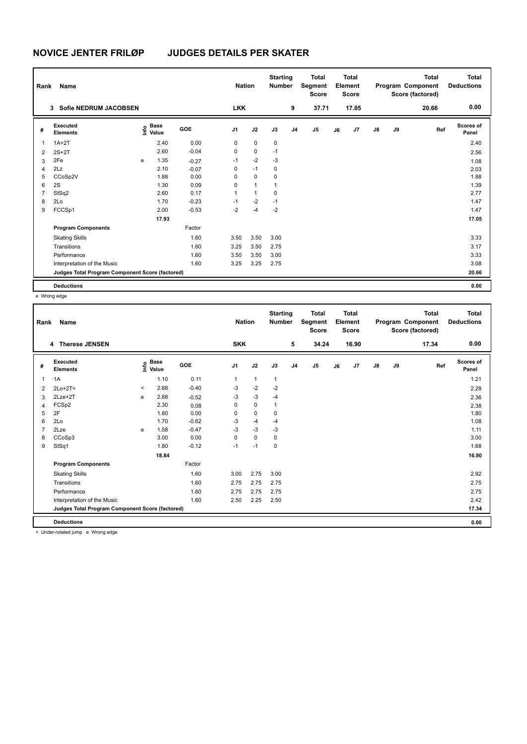# NOVICE JENTER FRILØP JUDGES DETAILS PER SKATER

| Rank | Name | Nation | Starting Number | Total Segment Score | Total Element Score | Total Program Component Score (factored) | Total Deductions |
|---|---|---|---|---|---|---|---|
| 3 | Sofie NEDRUM JACOBSEN | LKK | 9 | 37.71 | 17.05 | 20.66 | 0.00 |

| # | Executed Elements | Info | Base Value | GOE | J1 | J2 | J3 | J4 | J5 | J6 | J7 | J8 | J9 | Ref | Scores of Panel |
|---|---|---|---|---|---|---|---|---|---|---|---|---|---|---|---|
| 1 | 1A+2T | | 2.40 | 0.00 | 0 | 0 | 0 | | | | | | | | 2.40 |
| 2 | 2S+2T | | 2.60 | -0.04 | 0 | 0 | -1 | | | | | | | | 2.56 |
| 3 | 2Fe | e | 1.35 | -0.27 | -1 | -2 | -3 | | | | | | | | 1.08 |
| 4 | 2Lz | | 2.10 | -0.07 | 0 | -1 | 0 | | | | | | | | 2.03 |
| 5 | CCoSp2V | | 1.88 | 0.00 | 0 | 0 | 0 | | | | | | | | 1.88 |
| 6 | 2S | | 1.30 | 0.09 | 0 | 1 | 1 | | | | | | | | 1.39 |
| 7 | StSq2 | | 2.60 | 0.17 | 1 | 1 | 0 | | | | | | | | 2.77 |
| 8 | 2Lo | | 1.70 | -0.23 | -1 | -2 | -1 | | | | | | | | 1.47 |
| 9 | FCCSp1 | | 2.00 | -0.53 | -2 | -4 | -2 | | | | | | | | 1.47 |
| | | | 17.93 | | | | | | | | | | | | 17.05 |
| | **Program Components** | | | Factor | | | | | | | | | | | |
| | Skating Skills | | | 1.60 | 3.50 | 3.50 | 3.00 | | | | | | | | 3.33 |
| | Transitions | | | 1.60 | 3.25 | 3.50 | 2.75 | | | | | | | | 3.17 |
| | Performance | | | 1.60 | 3.50 | 3.50 | 3.00 | | | | | | | | 3.33 |
| | Interpretation of the Music | | | 1.60 | 3.25 | 3.25 | 2.75 | | | | | | | | 3.08 |
| | **Judges Total Program Component Score (factored)** | | | | | | | | | | | | | | 20.66 |
| | **Deductions** | | | | | | | | | | | | | | 0.00 |

e Wrong edge

| Rank | Name | Nation | Starting Number | Total Segment Score | Total Element Score | Total Program Component Score (factored) | Total Deductions |
|---|---|---|---|---|---|---|---|
| 4 | Therese JENSEN | SKK | 5 | 34.24 | 16.90 | 17.34 | 0.00 |

| # | Executed Elements | Info | Base Value | GOE | J1 | J2 | J3 | J4 | J5 | J6 | J7 | J8 | J9 | Ref | Scores of Panel |
|---|---|---|---|---|---|---|---|---|---|---|---|---|---|---|---|
| 1 | 1A | | 1.10 | 0.11 | 1 | 1 | 1 | | | | | | | | 1.21 |
| 2 | 2Lo+2T< | < | 2.68 | -0.40 | -3 | -2 | -2 | | | | | | | | 2.28 |
| 3 | 2Lze+2T | e | 2.88 | -0.52 | -3 | -3 | -4 | | | | | | | | 2.36 |
| 4 | FCSp2 | | 2.30 | 0.08 | 0 | 0 | 1 | | | | | | | | 2.38 |
| 5 | 2F | | 1.80 | 0.00 | 0 | 0 | 0 | | | | | | | | 1.80 |
| 6 | 2Lo | | 1.70 | -0.62 | -3 | -4 | -4 | | | | | | | | 1.08 |
| 7 | 2Lze | e | 1.58 | -0.47 | -3 | -3 | -3 | | | | | | | | 1.11 |
| 8 | CCoSp3 | | 3.00 | 0.00 | 0 | 0 | 0 | | | | | | | | 3.00 |
| 9 | StSq1 | | 1.80 | -0.12 | -1 | -1 | 0 | | | | | | | | 1.68 |
| | | | 18.84 | | | | | | | | | | | | 16.90 |
| | **Program Components** | | | Factor | | | | | | | | | | | |
| | Skating Skills | | | 1.60 | 3.00 | 2.75 | 3.00 | | | | | | | | 2.92 |
| | Transitions | | | 1.60 | 2.75 | 2.75 | 2.75 | | | | | | | | 2.75 |
| | Performance | | | 1.60 | 2.75 | 2.75 | 2.75 | | | | | | | | 2.75 |
| | Interpretation of the Music | | | 1.60 | 2.50 | 2.25 | 2.50 | | | | | | | | 2.42 |
| | **Judges Total Program Component Score (factored)** | | | | | | | | | | | | | | 17.34 |
| | **Deductions** | | | | | | | | | | | | | | 0.00 |

< Under-rotated jump e Wrong edge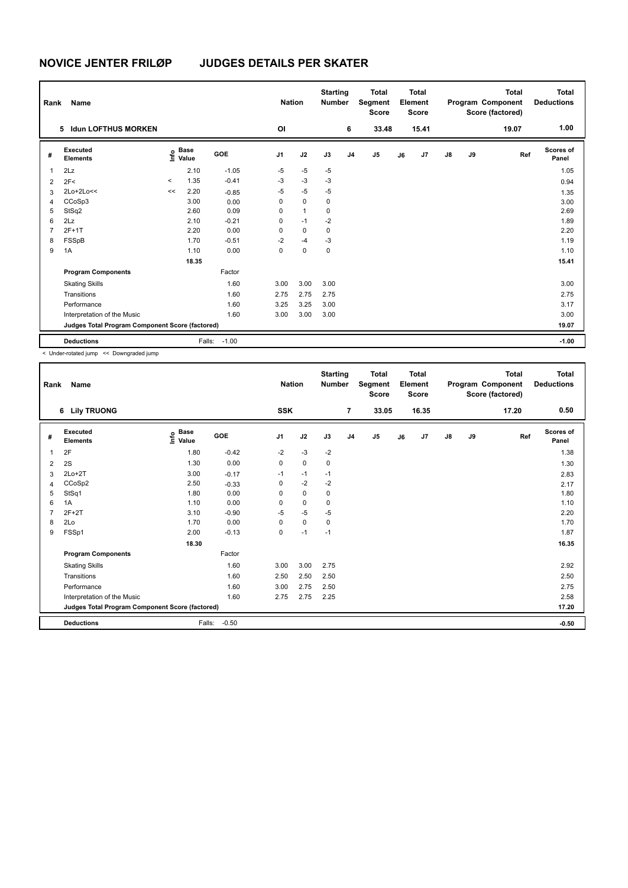# NOVICE JENTER FRILØP JUDGES DETAILS PER SKATER

| Rank | Name | Nation | Starting Number | Total Segment Score | Total Element Score | Total Program Component Score (factored) | Total Deductions |
|---|---|---|---|---|---|---|---|
| 5 | Idun LOFTHUS MORKEN | Ol | 6 | 33.48 | 15.41 | 19.07 | 1.00 |

| # | Executed Elements | Info | Base Value | GOE | J1 | J2 | J3 | J4 | J5 | J6 | J7 | J8 | J9 | Ref | Scores of Panel |
|---|---|---|---|---|---|---|---|---|---|---|---|---|---|---|---|
| 1 | 2Lz | | 2.10 | -1.05 | -5 | -5 | -5 | | | | | | | | 1.05 |
| 2 | 2F< | < | 1.35 | -0.41 | -3 | -3 | -3 | | | | | | | | 0.94 |
| 3 | 2Lo+2Lo<< | << | 2.20 | -0.85 | -5 | -5 | -5 | | | | | | | | 1.35 |
| 4 | CCoSp3 | | 3.00 | 0.00 | 0 | 0 | 0 | | | | | | | | 3.00 |
| 5 | StSq2 | | 2.60 | 0.09 | 0 | 1 | 0 | | | | | | | | 2.69 |
| 6 | 2Lz | | 2.10 | -0.21 | 0 | -1 | -2 | | | | | | | | 1.89 |
| 7 | 2F+1T | | 2.20 | 0.00 | 0 | 0 | 0 | | | | | | | | 2.20 |
| 8 | FSSpB | | 1.70 | -0.51 | -2 | -4 | -3 | | | | | | | | 1.19 |
| 9 | 1A | | 1.10 | 0.00 | 0 | 0 | 0 | | | | | | | | 1.10 |
| | | | 18.35 | | | | | | | | | | | | 15.41 |
| | **Program Components** | | | Factor | | | | | | | | | | | |
| | Skating Skills | | | 1.60 | 3.00 | 3.00 | 3.00 | | | | | | | | 3.00 |
| | Transitions | | | 1.60 | 2.75 | 2.75 | 2.75 | | | | | | | | 2.75 |
| | Performance | | | 1.60 | 3.25 | 3.25 | 3.00 | | | | | | | | 3.17 |
| | Interpretation of the Music | | | 1.60 | 3.00 | 3.00 | 3.00 | | | | | | | | 3.00 |
| | **Judges Total Program Component Score (factored)** | | | | | | | | | | | | | | 19.07 |
| | **Deductions** | | Falls: | -1.00 | | | | | | | | | | | -1.00 |

< Under-rotated jump << Downgraded jump

| Rank | Name | Nation | Starting Number | Total Segment Score | Total Element Score | Total Program Component Score (factored) | Total Deductions |
|---|---|---|---|---|---|---|---|
| 6 | Lily TRUONG | SSK | 7 | 33.05 | 16.35 | 17.20 | 0.50 |

| # | Executed Elements | Info | Base Value | GOE | J1 | J2 | J3 | J4 | J5 | J6 | J7 | J8 | J9 | Ref | Scores of Panel |
|---|---|---|---|---|---|---|---|---|---|---|---|---|---|---|---|
| 1 | 2F | | 1.80 | -0.42 | -2 | -3 | -2 | | | | | | | | 1.38 |
| 2 | 2S | | 1.30 | 0.00 | 0 | 0 | 0 | | | | | | | | 1.30 |
| 3 | 2Lo+2T | | 3.00 | -0.17 | -1 | -1 | -1 | | | | | | | | 2.83 |
| 4 | CCoSp2 | | 2.50 | -0.33 | 0 | -2 | -2 | | | | | | | | 2.17 |
| 5 | StSq1 | | 1.80 | 0.00 | 0 | 0 | 0 | | | | | | | | 1.80 |
| 6 | 1A | | 1.10 | 0.00 | 0 | 0 | 0 | | | | | | | | 1.10 |
| 7 | 2F+2T | | 3.10 | -0.90 | -5 | -5 | -5 | | | | | | | | 2.20 |
| 8 | 2Lo | | 1.70 | 0.00 | 0 | 0 | 0 | | | | | | | | 1.70 |
| 9 | FSSp1 | | 2.00 | -0.13 | 0 | -1 | -1 | | | | | | | | 1.87 |
| | | | 18.30 | | | | | | | | | | | | 16.35 |
| | **Program Components** | | | Factor | | | | | | | | | | | |
| | Skating Skills | | | 1.60 | 3.00 | 3.00 | 2.75 | | | | | | | | 2.92 |
| | Transitions | | | 1.60 | 2.50 | 2.50 | 2.50 | | | | | | | | 2.50 |
| | Performance | | | 1.60 | 3.00 | 2.75 | 2.50 | | | | | | | | 2.75 |
| | Interpretation of the Music | | | 1.60 | 2.75 | 2.75 | 2.25 | | | | | | | | 2.58 |
| | **Judges Total Program Component Score (factored)** | | | | | | | | | | | | | | 17.20 |
| | **Deductions** | | Falls: | -0.50 | | | | | | | | | | | -0.50 |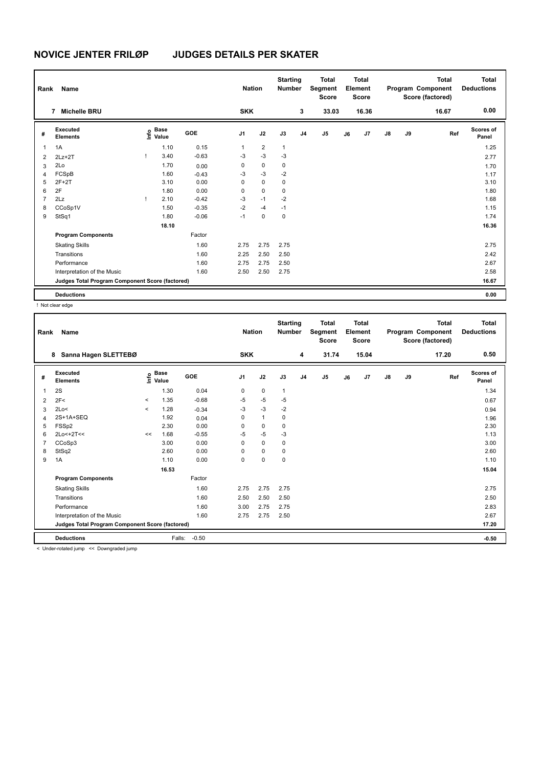# NOVICE JENTER FRILØP JUDGES DETAILS PER SKATER

| Rank | Name | Nation | Starting Number | Total Segment Score | Total Element Score | Total Program Component Score (factored) | Total Deductions |
|---|---|---|---|---|---|---|---|
| 7 | Michelle BRU | SKK | 3 | 33.03 | 16.36 | 16.67 | 0.00 |

| # | Executed Elements | Info | Base Value | GOE | J1 | J2 | J3 | J4 | J5 | J6 | J7 | J8 | J9 | Ref | Scores of Panel |
|---|---|---|---|---|---|---|---|---|---|---|---|---|---|---|---|
| 1 | 1A | | 1.10 | 0.15 | 1 | 2 | 1 | | | | | | | | 1.25 |
| 2 | 2Lz+2T | ! | 3.40 | -0.63 | -3 | -3 | -3 | | | | | | | | 2.77 |
| 3 | 2Lo | | 1.70 | 0.00 | 0 | 0 | 0 | | | | | | | | 1.70 |
| 4 | FCSpB | | 1.60 | -0.43 | -3 | -3 | -2 | | | | | | | | 1.17 |
| 5 | 2F+2T | | 3.10 | 0.00 | 0 | 0 | 0 | | | | | | | | 3.10 |
| 6 | 2F | | 1.80 | 0.00 | 0 | 0 | 0 | | | | | | | | 1.80 |
| 7 | 2Lz | ! | 2.10 | -0.42 | -3 | -1 | -2 | | | | | | | | 1.68 |
| 8 | CCoSp1V | | 1.50 | -0.35 | -2 | -4 | -1 | | | | | | | | 1.15 |
| 9 | StSq1 | | 1.80 | -0.06 | -1 | 0 | 0 | | | | | | | | 1.74 |
| | | | 18.10 | | | | | | | | | | | | 16.36 |
| | **Program Components** | | | Factor | | | | | | | | | | | |
| | Skating Skills | | | 1.60 | 2.75 | 2.75 | 2.75 | | | | | | | | 2.75 |
| | Transitions | | | 1.60 | 2.25 | 2.50 | 2.50 | | | | | | | | 2.42 |
| | Performance | | | 1.60 | 2.75 | 2.75 | 2.50 | | | | | | | | 2.67 |
| | Interpretation of the Music | | | 1.60 | 2.50 | 2.50 | 2.75 | | | | | | | | 2.58 |
| | **Judges Total Program Component Score (factored)** | | | | | | | | | | | | | | 16.67 |
| | **Deductions** | | | | | | | | | | | | | | 0.00 |

! Not clear edge

| Rank | Name | Nation | Starting Number | Total Segment Score | Total Element Score | Total Program Component Score (factored) | Total Deductions |
|---|---|---|---|---|---|---|---|
| 8 | Sanna Hagen SLETTEBØ | SKK | 4 | 31.74 | 15.04 | 17.20 | 0.50 |

| # | Executed Elements | Info | Base Value | GOE | J1 | J2 | J3 | J4 | J5 | J6 | J7 | J8 | J9 | Ref | Scores of Panel |
|---|---|---|---|---|---|---|---|---|---|---|---|---|---|---|---|
| 1 | 2S | | 1.30 | 0.04 | 0 | 0 | 1 | | | | | | | | 1.34 |
| 2 | 2F< | < | 1.35 | -0.68 | -5 | -5 | -5 | | | | | | | | 0.67 |
| 3 | 2Lo< | < | 1.28 | -0.34 | -3 | -3 | -2 | | | | | | | | 0.94 |
| 4 | 2S+1A+SEQ | | 1.92 | 0.04 | 0 | 1 | 0 | | | | | | | | 1.96 |
| 5 | FSSp2 | | 2.30 | 0.00 | 0 | 0 | 0 | | | | | | | | 2.30 |
| 6 | 2Lo<+2T<< | << | 1.68 | -0.55 | -5 | -5 | -3 | | | | | | | | 1.13 |
| 7 | CCoSp3 | | 3.00 | 0.00 | 0 | 0 | 0 | | | | | | | | 3.00 |
| 8 | StSq2 | | 2.60 | 0.00 | 0 | 0 | 0 | | | | | | | | 2.60 |
| 9 | 1A | | 1.10 | 0.00 | 0 | 0 | 0 | | | | | | | | 1.10 |
| | | | 16.53 | | | | | | | | | | | | 15.04 |
| | **Program Components** | | | Factor | | | | | | | | | | | |
| | Skating Skills | | | 1.60 | 2.75 | 2.75 | 2.75 | | | | | | | | 2.75 |
| | Transitions | | | 1.60 | 2.50 | 2.50 | 2.50 | | | | | | | | 2.50 |
| | Performance | | | 1.60 | 3.00 | 2.75 | 2.75 | | | | | | | | 2.83 |
| | Interpretation of the Music | | | 1.60 | 2.75 | 2.75 | 2.50 | | | | | | | | 2.67 |
| | **Judges Total Program Component Score (factored)** | | | | | | | | | | | | | | 17.20 |
| | **Deductions** | | Falls: | -0.50 | | | | | | | | | | | -0.50 |

< Under-rotated jump << Downgraded jump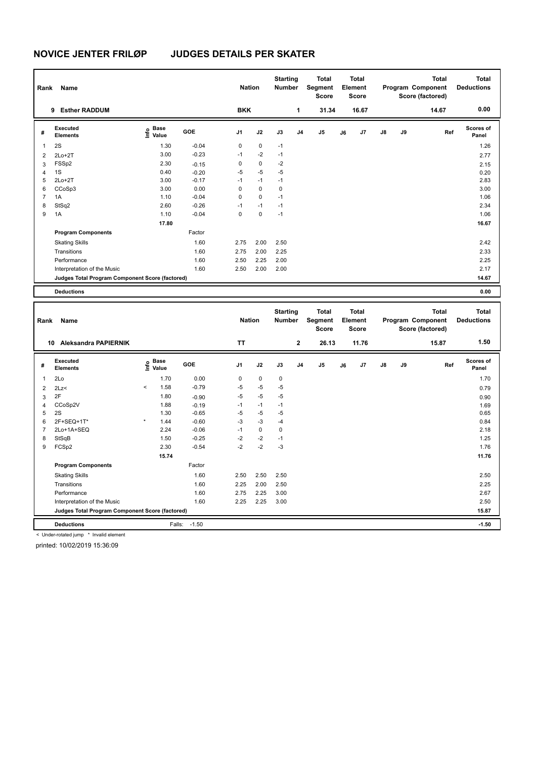# NOVICE JENTER FRILØP JUDGES DETAILS PER SKATER

| Rank | Name | Nation | Starting Number | Total Segment Score | Total Element Score | Total Program Component Score (factored) | Total Deductions |
|---|---|---|---|---|---|---|---|
| 9 | Esther RADDUM | BKK | 1 | 31.34 | 16.67 | 14.67 | 0.00 |

| # | Executed Elements | Info | Base Value | GOE | J1 | J2 | J3 | J4 | J5 | J6 | J7 | J8 | J9 | Ref | Scores of Panel |
|---|---|---|---|---|---|---|---|---|---|---|---|---|---|---|---|
| 1 | 2S | | 1.30 | -0.04 | 0 | 0 | -1 | | | | | | | | 1.26 |
| 2 | 2Lo+2T | | 3.00 | -0.23 | -1 | -2 | -1 | | | | | | | | 2.77 |
| 3 | FSSp2 | | 2.30 | -0.15 | 0 | 0 | -2 | | | | | | | | 2.15 |
| 4 | 1S | | 0.40 | -0.20 | -5 | -5 | -5 | | | | | | | | 0.20 |
| 5 | 2Lo+2T | | 3.00 | -0.17 | -1 | -1 | -1 | | | | | | | | 2.83 |
| 6 | CCoSp3 | | 3.00 | 0.00 | 0 | 0 | 0 | | | | | | | | 3.00 |
| 7 | 1A | | 1.10 | -0.04 | 0 | 0 | -1 | | | | | | | | 1.06 |
| 8 | StSq2 | | 2.60 | -0.26 | -1 | -1 | -1 | | | | | | | | 2.34 |
| 9 | 1A | | 1.10 | -0.04 | 0 | 0 | -1 | | | | | | | | 1.06 |
| | | | 17.80 | | | | | | | | | | | | 16.67 |
| | Program Components | | | Factor | | | | | | | | | | | |
| | Skating Skills | | | 1.60 | 2.75 | 2.00 | 2.50 | | | | | | | | 2.42 |
| | Transitions | | | 1.60 | 2.75 | 2.00 | 2.25 | | | | | | | | 2.33 |
| | Performance | | | 1.60 | 2.50 | 2.25 | 2.00 | | | | | | | | 2.25 |
| | Interpretation of the Music | | | 1.60 | 2.50 | 2.00 | 2.00 | | | | | | | | 2.17 |
| | Judges Total Program Component Score (factored) | | | | | | | | | | | | | | 14.67 |
| | Deductions | | | | | | | | | | | | | | 0.00 |

| Rank | Name | Nation | Starting Number | Total Segment Score | Total Element Score | Total Program Component Score (factored) | Total Deductions |
|---|---|---|---|---|---|---|---|
| 10 | Aleksandra PAPIERNIK | TT | 2 | 26.13 | 11.76 | 15.87 | 1.50 |

| # | Executed Elements | Info | Base Value | GOE | J1 | J2 | J3 | J4 | J5 | J6 | J7 | J8 | J9 | Ref | Scores of Panel |
|---|---|---|---|---|---|---|---|---|---|---|---|---|---|---|---|
| 1 | 2Lo | | 1.70 | 0.00 | 0 | 0 | 0 | | | | | | | | 1.70 |
| 2 | 2Lz< | < | 1.58 | -0.79 | -5 | -5 | -5 | | | | | | | | 0.79 |
| 3 | 2F | | 1.80 | -0.90 | -5 | -5 | -5 | | | | | | | | 0.90 |
| 4 | CCoSp2V | | 1.88 | -0.19 | -1 | -1 | -1 | | | | | | | | 1.69 |
| 5 | 2S | | 1.30 | -0.65 | -5 | -5 | -5 | | | | | | | | 0.65 |
| 6 | 2F+SEQ+1T* | * | 1.44 | -0.60 | -3 | -3 | -4 | | | | | | | | 0.84 |
| 7 | 2Lo+1A+SEQ | | 2.24 | -0.06 | -1 | 0 | 0 | | | | | | | | 2.18 |
| 8 | StSqB | | 1.50 | -0.25 | -2 | -2 | -1 | | | | | | | | 1.25 |
| 9 | FCSp2 | | 2.30 | -0.54 | -2 | -2 | -3 | | | | | | | | 1.76 |
| | | | 15.74 | | | | | | | | | | | | 11.76 |
| | Program Components | | | Factor | | | | | | | | | | | |
| | Skating Skills | | | 1.60 | 2.50 | 2.50 | 2.50 | | | | | | | | 2.50 |
| | Transitions | | | 1.60 | 2.25 | 2.00 | 2.50 | | | | | | | | 2.25 |
| | Performance | | | 1.60 | 2.75 | 2.25 | 3.00 | | | | | | | | 2.67 |
| | Interpretation of the Music | | | 1.60 | 2.25 | 2.25 | 3.00 | | | | | | | | 2.50 |
| | Judges Total Program Component Score (factored) | | | | | | | | | | | | | | 15.87 |
| | Deductions | | | Falls: -1.50 | | | | | | | | | | | -1.50 |

< Under-rotated jump * Invalid element

printed: 10/02/2019 15:36:09